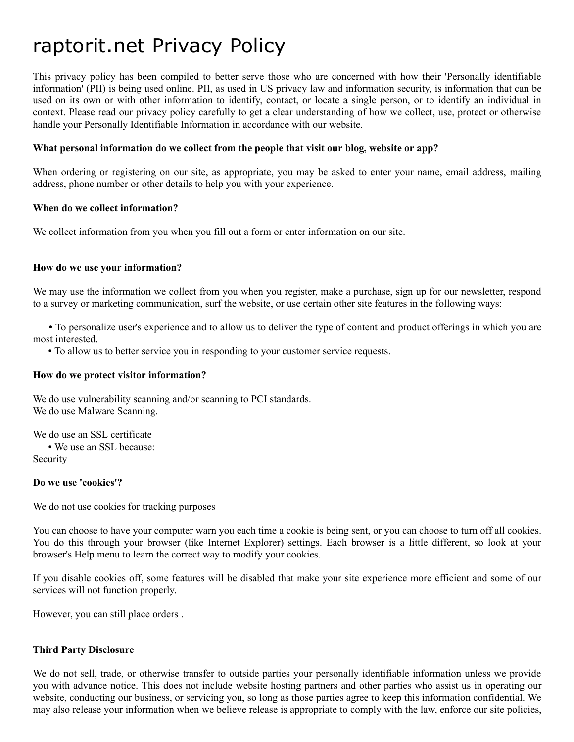# raptorit.net Privacy Policy

This privacy policy has been compiled to better serve those who are concerned with how their 'Personally identifiable information' (PII) is being used online. PII, as used in US privacy law and information security, is information that can be used on its own or with other information to identify, contact, or locate a single person, or to identify an individual in context. Please read our privacy policy carefully to get a clear understanding of how we collect, use, protect or otherwise handle your Personally Identifiable Information in accordance with our website.

**What personal information do we collect from the people that visit our blog, website or app?**

When ordering or registering on our site, as appropriate, you may be asked to enter your name, email address, mailing address, phone number or other details to help you with your experience.

**When do we collect information?**

We collect information from you when you fill out a form or enter information on our site.

**How do we use your information?**

We may use the information we collect from you when you register, make a purchase, sign up for our newsletter, respond to a survey or marketing communication, surf the website, or use certain other site features in the following ways:

- To personalize user's experience and to allow us to deliver the type of content and product offerings in which you are most interested.
- To allow us to better service you in responding to your customer service requests.

**How do we protect visitor information?**

We do use vulnerability scanning and/or scanning to PCI standards.
We do use Malware Scanning.

We do use an SSL certificate
- We use an SSL because:

Security

**Do we use 'cookies'?**

We do not use cookies for tracking purposes

You can choose to have your computer warn you each time a cookie is being sent, or you can choose to turn off all cookies. You do this through your browser (like Internet Explorer) settings. Each browser is a little different, so look at your browser's Help menu to learn the correct way to modify your cookies.

If you disable cookies off, some features will be disabled that make your site experience more efficient and some of our services will not function properly.

However, you can still place orders .

**Third Party Disclosure**

We do not sell, trade, or otherwise transfer to outside parties your personally identifiable information unless we provide you with advance notice. This does not include website hosting partners and other parties who assist us in operating our website, conducting our business, or servicing you, so long as those parties agree to keep this information confidential. We may also release your information when we believe release is appropriate to comply with the law, enforce our site policies,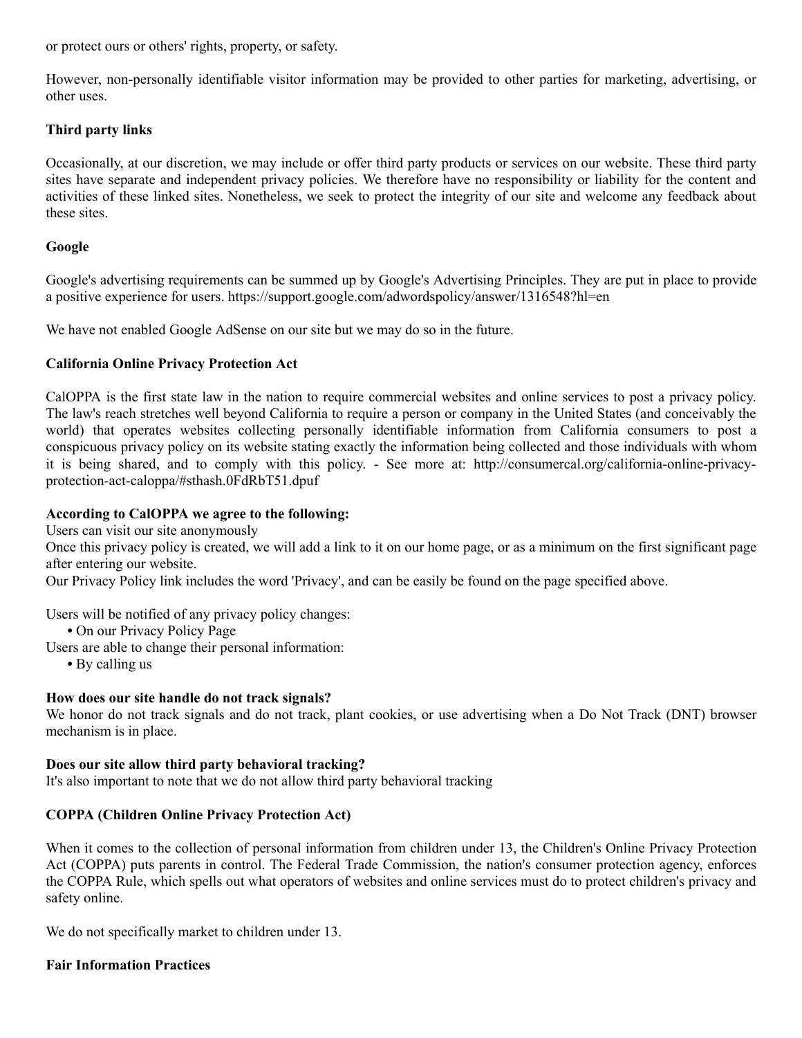or protect ours or others' rights, property, or safety.

However, non-personally identifiable visitor information may be provided to other parties for marketing, advertising, or other uses.

**Third party links**

Occasionally, at our discretion, we may include or offer third party products or services on our website. These third party sites have separate and independent privacy policies. We therefore have no responsibility or liability for the content and activities of these linked sites. Nonetheless, we seek to protect the integrity of our site and welcome any feedback about these sites.

**Google**

Google's advertising requirements can be summed up by Google's Advertising Principles. They are put in place to provide a positive experience for users. https://support.google.com/adwordspolicy/answer/1316548?hl=en

We have not enabled Google AdSense on our site but we may do so in the future.

**California Online Privacy Protection Act**

CalOPPA is the first state law in the nation to require commercial websites and online services to post a privacy policy. The law's reach stretches well beyond California to require a person or company in the United States (and conceivably the world) that operates websites collecting personally identifiable information from California consumers to post a conspicuous privacy policy on its website stating exactly the information being collected and those individuals with whom it is being shared, and to comply with this policy. - See more at: http://consumercal.org/california-online-privacy-protection-act-caloppa/#sthash.0FdRbT51.dpuf

**According to CalOPPA we agree to the following:**
Users can visit our site anonymously
Once this privacy policy is created, we will add a link to it on our home page, or as a minimum on the first significant page after entering our website.
Our Privacy Policy link includes the word 'Privacy', and can be easily be found on the page specified above.

Users will be notified of any privacy policy changes:

- On our Privacy Policy Page

Users are able to change their personal information:

- By calling us

**How does our site handle do not track signals?**
We honor do not track signals and do not track, plant cookies, or use advertising when a Do Not Track (DNT) browser mechanism is in place.

**Does our site allow third party behavioral tracking?**
It's also important to note that we do not allow third party behavioral tracking

**COPPA (Children Online Privacy Protection Act)**

When it comes to the collection of personal information from children under 13, the Children's Online Privacy Protection Act (COPPA) puts parents in control. The Federal Trade Commission, the nation's consumer protection agency, enforces the COPPA Rule, which spells out what operators of websites and online services must do to protect children's privacy and safety online.

We do not specifically market to children under 13.

**Fair Information Practices**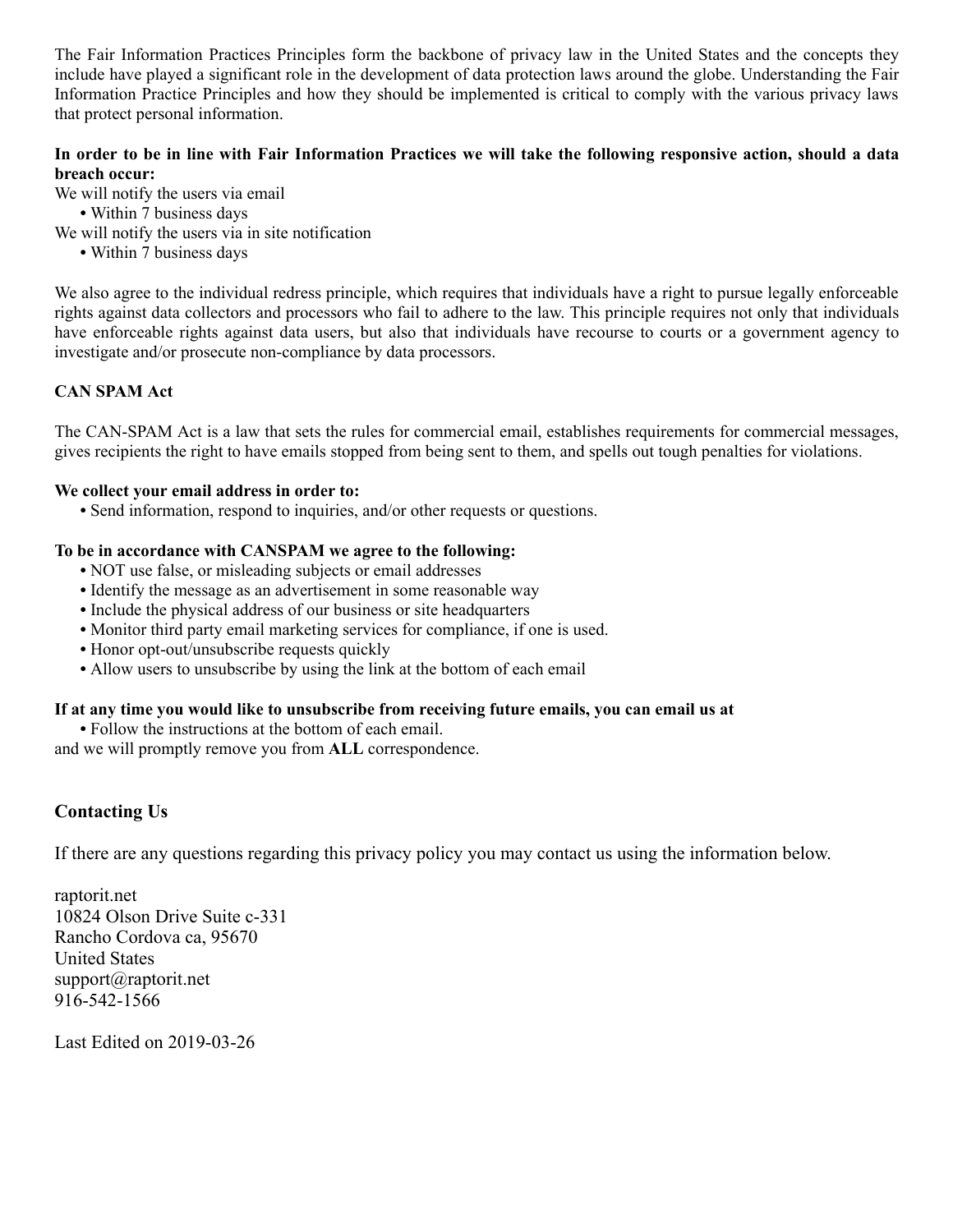The Fair Information Practices Principles form the backbone of privacy law in the United States and the concepts they include have played a significant role in the development of data protection laws around the globe. Understanding the Fair Information Practice Principles and how they should be implemented is critical to comply with the various privacy laws that protect personal information.

**In order to be in line with Fair Information Practices we will take the following responsive action, should a data breach occur:**

We will notify the users via email

- Within 7 business days

We will notify the users via in site notification

- Within 7 business days

We also agree to the individual redress principle, which requires that individuals have a right to pursue legally enforceable rights against data collectors and processors who fail to adhere to the law. This principle requires not only that individuals have enforceable rights against data users, but also that individuals have recourse to courts or a government agency to investigate and/or prosecute non-compliance by data processors.

### CAN SPAM Act

The CAN-SPAM Act is a law that sets the rules for commercial email, establishes requirements for commercial messages, gives recipients the right to have emails stopped from being sent to them, and spells out tough penalties for violations.

**We collect your email address in order to:**

- Send information, respond to inquiries, and/or other requests or questions.

**To be in accordance with CANSPAM we agree to the following:**

- NOT use false, or misleading subjects or email addresses
- Identify the message as an advertisement in some reasonable way
- Include the physical address of our business or site headquarters
- Monitor third party email marketing services for compliance, if one is used.
- Honor opt-out/unsubscribe requests quickly
- Allow users to unsubscribe by using the link at the bottom of each email

**If at any time you would like to unsubscribe from receiving future emails, you can email us at**

- Follow the instructions at the bottom of each email.

and we will promptly remove you from **ALL** correspondence.

## Contacting Us

If there are any questions regarding this privacy policy you may contact us using the information below.

raptorit.net
10824 Olson Drive Suite c-331
Rancho Cordova ca, 95670
United States
support@raptorit.net
916-542-1566

Last Edited on 2019-03-26